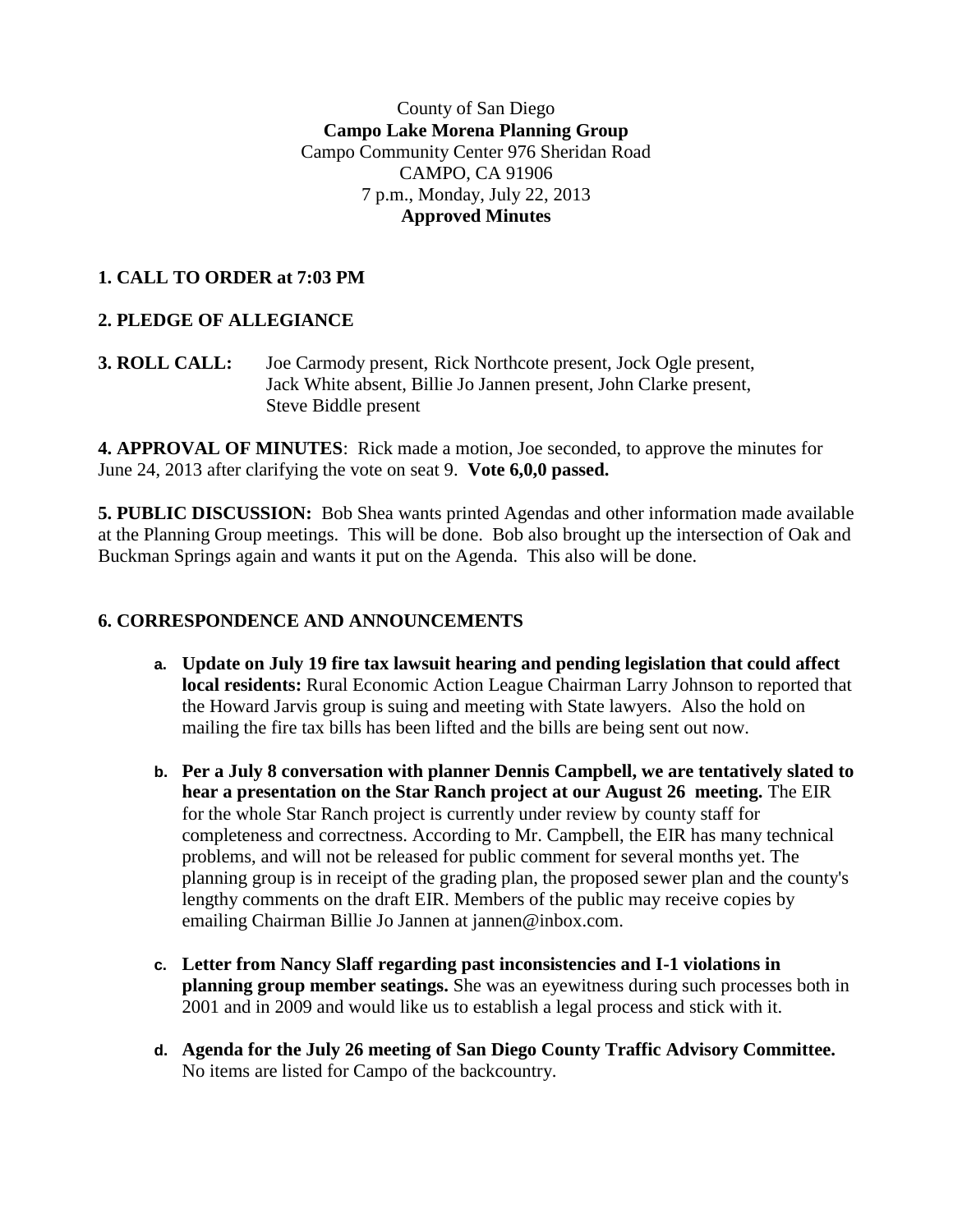County of San Diego

**Campo Lake Morena Planning Group**

Campo Community Center 976 Sheridan Road

CAMPO, CA 91906

7 p.m., Monday, July 22, 2013

**Approved Minutes**

**1. CALL TO ORDER at 7:03 PM**

**2. PLEDGE OF ALLEGIANCE**

**3. ROLL CALL:** Joe Carmody present, Rick Northcote present, Jock Ogle present, Jack White absent, Billie Jo Jannen present, John Clarke present, Steve Biddle present

**4. APPROVAL OF MINUTES**: Rick made a motion, Joe seconded, to approve the minutes for June 24, 2013 after clarifying the vote on seat 9. **Vote 6,0,0 passed.**

**5. PUBLIC DISCUSSION:** Bob Shea wants printed Agendas and other information made available at the Planning Group meetings. This will be done. Bob also brought up the intersection of Oak and Buckman Springs again and wants it put on the Agenda. This also will be done.

**6. CORRESPONDENCE AND ANNOUNCEMENTS**

a. **Update on July 19 fire tax lawsuit hearing and pending legislation that could affect local residents:** Rural Economic Action League Chairman Larry Johnson to reported that the Howard Jarvis group is suing and meeting with State lawyers. Also the hold on mailing the fire tax bills has been lifted and the bills are being sent out now.

b. **Per a July 8 conversation with planner Dennis Campbell, we are tentatively slated to hear a presentation on the Star Ranch project at our August 26 meeting.** The EIR for the whole Star Ranch project is currently under review by county staff for completeness and correctness. According to Mr. Campbell, the EIR has many technical problems, and will not be released for public comment for several months yet. The planning group is in receipt of the grading plan, the proposed sewer plan and the county's lengthy comments on the draft EIR. Members of the public may receive copies by emailing Chairman Billie Jo Jannen at jannen@inbox.com.

c. **Letter from Nancy Slaff regarding past inconsistencies and I-1 violations in planning group member seatings.** She was an eyewitness during such processes both in 2001 and in 2009 and would like us to establish a legal process and stick with it.

d. **Agenda for the July 26 meeting of San Diego County Traffic Advisory Committee.** No items are listed for Campo of the backcountry.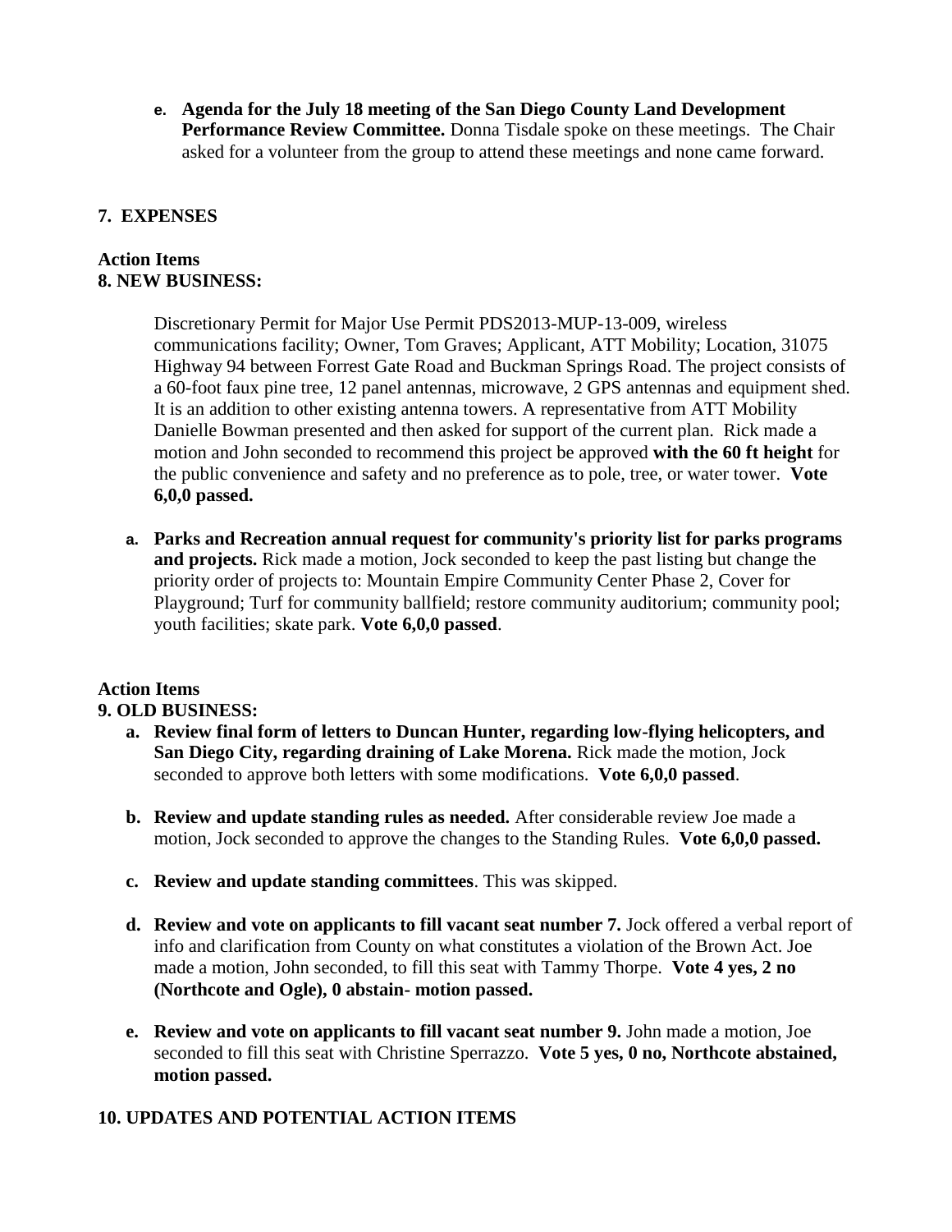e. **Agenda for the July 18 meeting of the San Diego County Land Development Performance Review Committee.** Donna Tisdale spoke on these meetings. The Chair asked for a volunteer from the group to attend these meetings and none came forward.

**7. EXPENSES**

**Action Items**
**8. NEW BUSINESS:**

Discretionary Permit for Major Use Permit PDS2013-MUP-13-009, wireless communications facility; Owner, Tom Graves; Applicant, ATT Mobility; Location, 31075 Highway 94 between Forrest Gate Road and Buckman Springs Road. The project consists of a 60-foot faux pine tree, 12 panel antennas, microwave, 2 GPS antennas and equipment shed. It is an addition to other existing antenna towers. A representative from ATT Mobility Danielle Bowman presented and then asked for support of the current plan. Rick made a motion and John seconded to recommend this project be approved **with the 60 ft height** for the public convenience and safety and no preference as to pole, tree, or water tower. **Vote 6,0,0 passed.**

a. **Parks and Recreation annual request for community's priority list for parks programs and projects.** Rick made a motion, Jock seconded to keep the past listing but change the priority order of projects to: Mountain Empire Community Center Phase 2, Cover for Playground; Turf for community ballfield; restore community auditorium; community pool; youth facilities; skate park. **Vote 6,0,0 passed**.

**Action Items**
**9. OLD BUSINESS:**

a. **Review final form of letters to Duncan Hunter, regarding low-flying helicopters, and San Diego City, regarding draining of Lake Morena.** Rick made the motion, Jock seconded to approve both letters with some modifications. **Vote 6,0,0 passed**.

b. **Review and update standing rules as needed.** After considerable review Joe made a motion, Jock seconded to approve the changes to the Standing Rules. **Vote 6,0,0 passed.**

c. **Review and update standing committees**. This was skipped.

d. **Review and vote on applicants to fill vacant seat number 7.** Jock offered a verbal report of info and clarification from County on what constitutes a violation of the Brown Act. Joe made a motion, John seconded, to fill this seat with Tammy Thorpe. **Vote 4 yes, 2 no (Northcote and Ogle), 0 abstain- motion passed.**

e. **Review and vote on applicants to fill vacant seat number 9.** John made a motion, Joe seconded to fill this seat with Christine Sperrazzo. **Vote 5 yes, 0 no, Northcote abstained, motion passed.**

**10. UPDATES AND POTENTIAL ACTION ITEMS**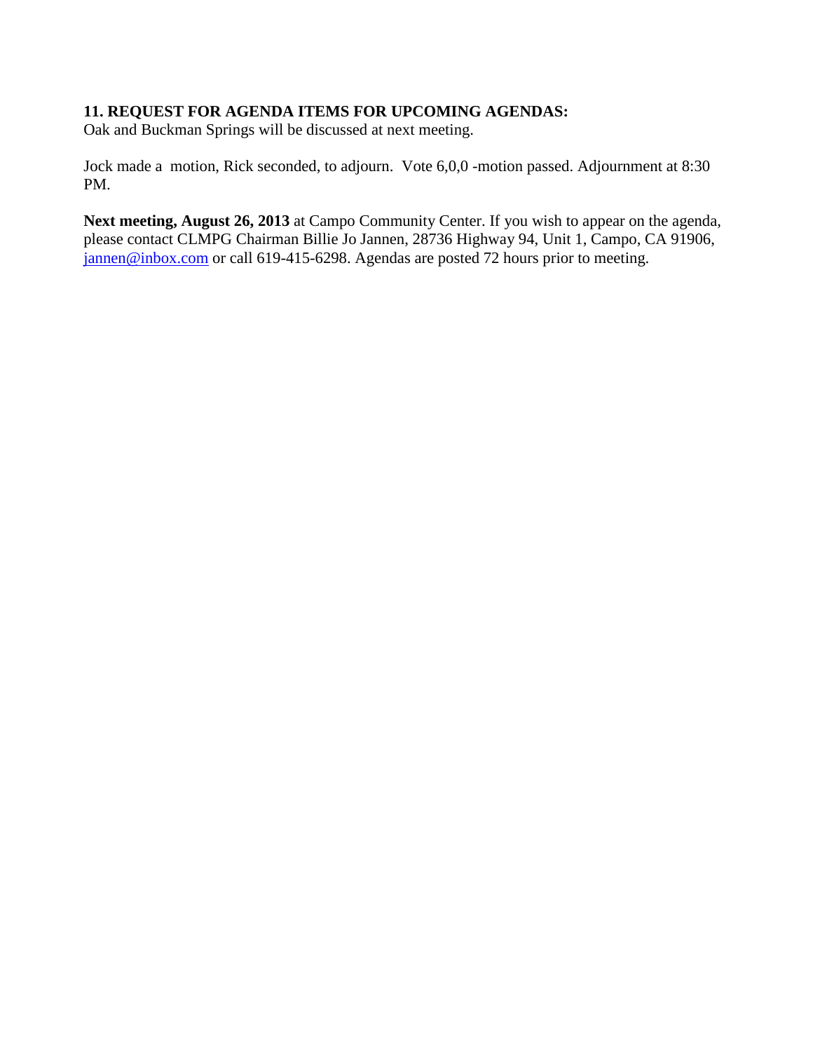**11. REQUEST FOR AGENDA ITEMS FOR UPCOMING AGENDAS:**
Oak and Buckman Springs will be discussed at next meeting.

Jock made a motion, Rick seconded, to adjourn. Vote 6,0,0 -motion passed. Adjournment at 8:30 PM.

**Next meeting, August 26, 2013** at Campo Community Center. If you wish to appear on the agenda, please contact CLMPG Chairman Billie Jo Jannen, 28736 Highway 94, Unit 1, Campo, CA 91906, jannen@inbox.com or call 619-415-6298. Agendas are posted 72 hours prior to meeting.